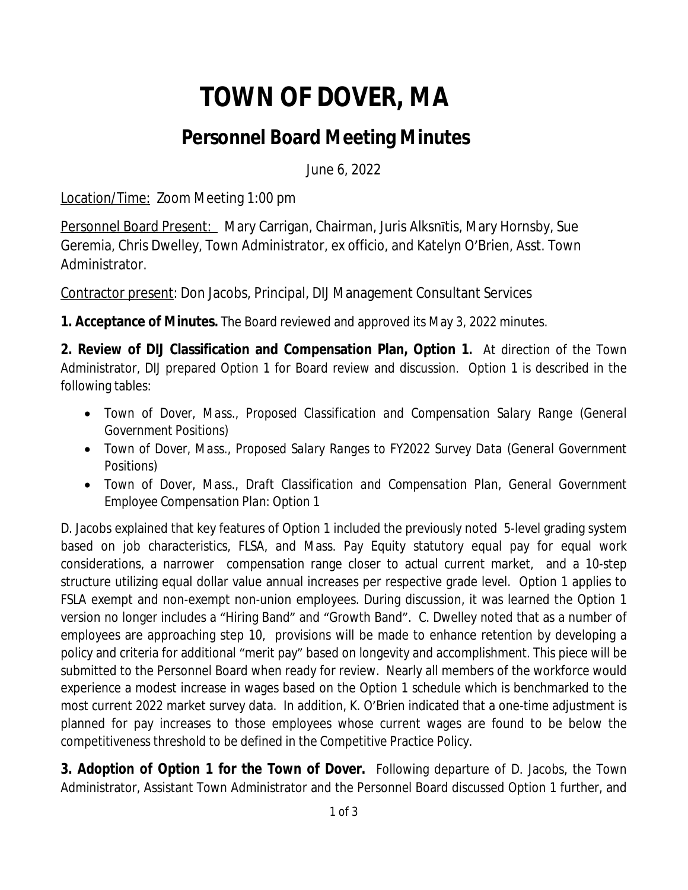# TOWN OF DOVER, MA

## Personnel Board Meeting Minutes

June 6, 2022

Location/Time: Zoom Meeting 1:00 pm

Personnel Board Present: Mary Carrigan, Chairman, Juris Alksnītis, Mary Hornsby, Sue Geremia, Chris Dwelley, Town Administrator, ex officio, and Katelyn O'Brien, Asst. Town Administrator.

Contractor present: Don Jacobs, Principal, DIJ Management Consultant Services

**1. Acceptance of Minutes.** The Board reviewed and approved its May 3, 2022 minutes.

**2. Review of DIJ Classification and Compensation Plan, Option 1.** At direction of the Town Administrator, DIJ prepared Option 1 for Board review and discussion. Option 1 is described in the following tables:

- *Town of Dover, Mass., Proposed Classification and Compensation Salary Range (General Government Positions)*
- *Town of Dover, Mass., Proposed Salary Ranges to FY2022 Survey Data (General Government Positions)*
- *Town of Dover, Mass., Draft Classification and Compensation Plan, General Government Employee Compensation Plan: Option 1*

D. Jacobs explained that key features of Option 1 included the previously noted 5-level grading system based on job characteristics, FLSA, and Mass. Pay Equity statutory equal pay for equal work considerations, a narrower compensation range closer to actual current market, and a 10-step structure utilizing equal dollar value annual increases per respective grade level. Option 1 applies to FSLA exempt and non-exempt non-union employees. During discussion, it was learned the Option 1 version no longer includes a "Hiring Band" and "Growth Band". C. Dwelley noted that as a number of employees are approaching step 10, provisions will be made to enhance retention by developing a policy and criteria for additional "merit pay" based on longevity and accomplishment. This piece will be submitted to the Personnel Board when ready for review. Nearly all members of the workforce would experience a modest increase in wages based on the Option 1 schedule which is benchmarked to the most current 2022 market survey data. In addition, K. O'Brien indicated that a one-time adjustment is planned for pay increases to those employees whose current wages are found to be below the competitiveness threshold to be defined in the Competitive Practice Policy.

**3. Adoption of Option 1 for the Town of Dover.** Following departure of D. Jacobs, the Town Administrator, Assistant Town Administrator and the Personnel Board discussed Option 1 further, and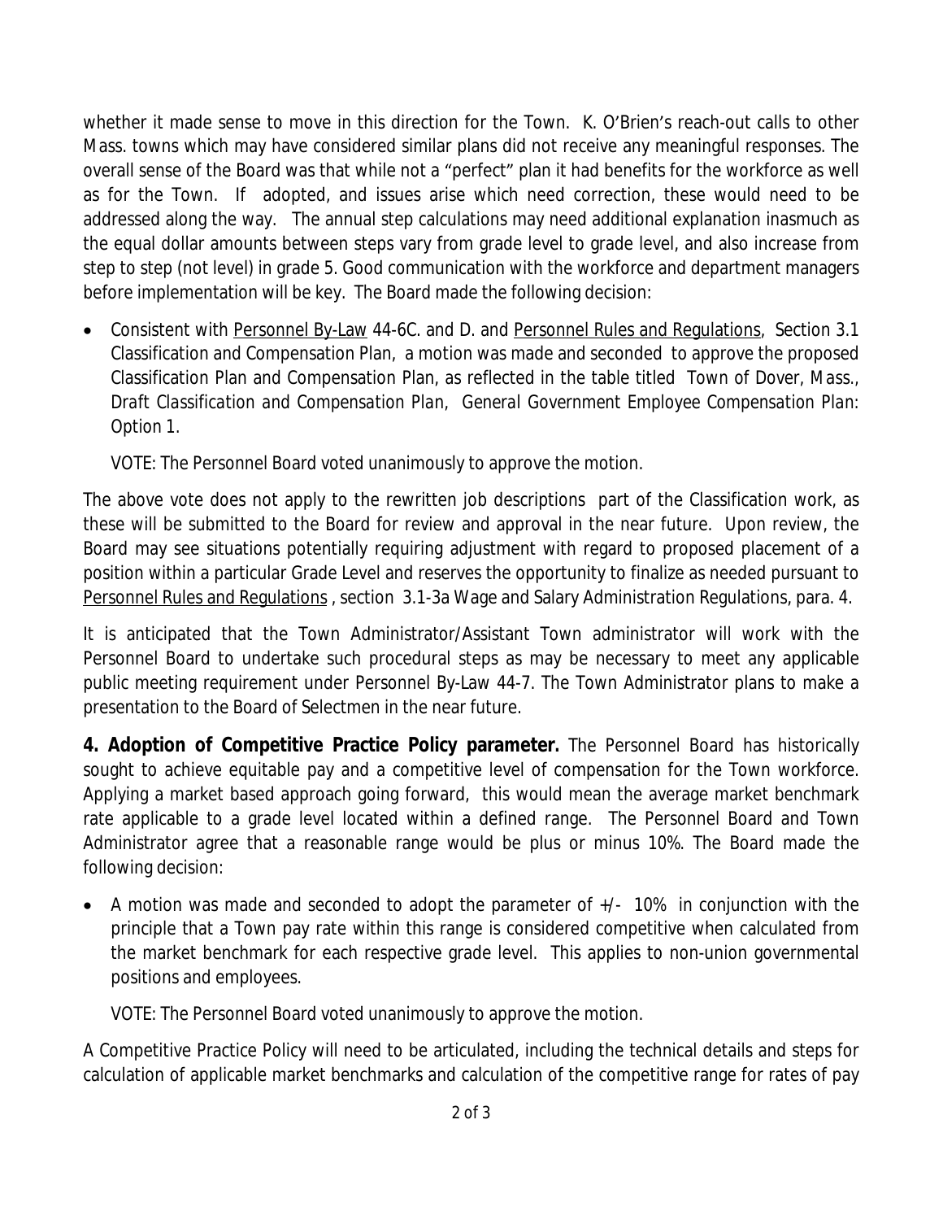whether it made sense to move in this direction for the Town. K. O'Brien's reach-out calls to other Mass. towns which may have considered similar plans did not receive any meaningful responses. The overall sense of the Board was that while not a "perfect" plan it had benefits for the workforce as well as for the Town. If adopted, and issues arise which need correction, these would need to be addressed along the way. The annual step calculations may need additional explanation inasmuch as the equal dollar amounts between steps vary from grade level to grade level, and also increase from step to step (not level) in grade 5. Good communication with the workforce and department managers before implementation will be key. The Board made the following decision:

- Consistent with Personnel By-Law 44-6C. and D. and Personnel Rules and Regulations, Section 3.1 Classification and Compensation Plan, a motion was made and seconded to approve the proposed Classification Plan and Compensation Plan, as reflected in the table titled *Town of Dover, Mass., Draft Classification and Compensation Plan, General Government Employee Compensation Plan: Option 1.*

  VOTE: The Personnel Board voted unanimously to approve the motion.

The above vote does not apply to the rewritten job descriptions part of the Classification work, as these will be submitted to the Board for review and approval in the near future. Upon review, the Board may see situations potentially requiring adjustment with regard to proposed placement of a position within a particular Grade Level and reserves the opportunity to finalize as needed pursuant to Personnel Rules and Regulations , section 3.1-3a Wage and Salary Administration Regulations, para. 4.

It is anticipated that the Town Administrator/Assistant Town administrator will work with the Personnel Board to undertake such procedural steps as may be necessary to meet any applicable public meeting requirement under Personnel By-Law 44-7. The Town Administrator plans to make a presentation to the Board of Selectmen in the near future.

**4. Adoption of Competitive Practice Policy parameter.** The Personnel Board has historically sought to achieve equitable pay and a competitive level of compensation for the Town workforce. Applying a market based approach going forward, this would mean the average market benchmark rate applicable to a grade level located within a defined range. The Personnel Board and Town Administrator agree that a reasonable range would be plus or minus 10%. The Board made the following decision:

- A motion was made and seconded to adopt the parameter of +/- 10% in conjunction with the principle that a Town pay rate within this range is considered competitive when calculated from the market benchmark for each respective grade level. This applies to non-union governmental positions and employees.

  VOTE: The Personnel Board voted unanimously to approve the motion.

A Competitive Practice Policy will need to be articulated, including the technical details and steps for calculation of applicable market benchmarks and calculation of the competitive range for rates of pay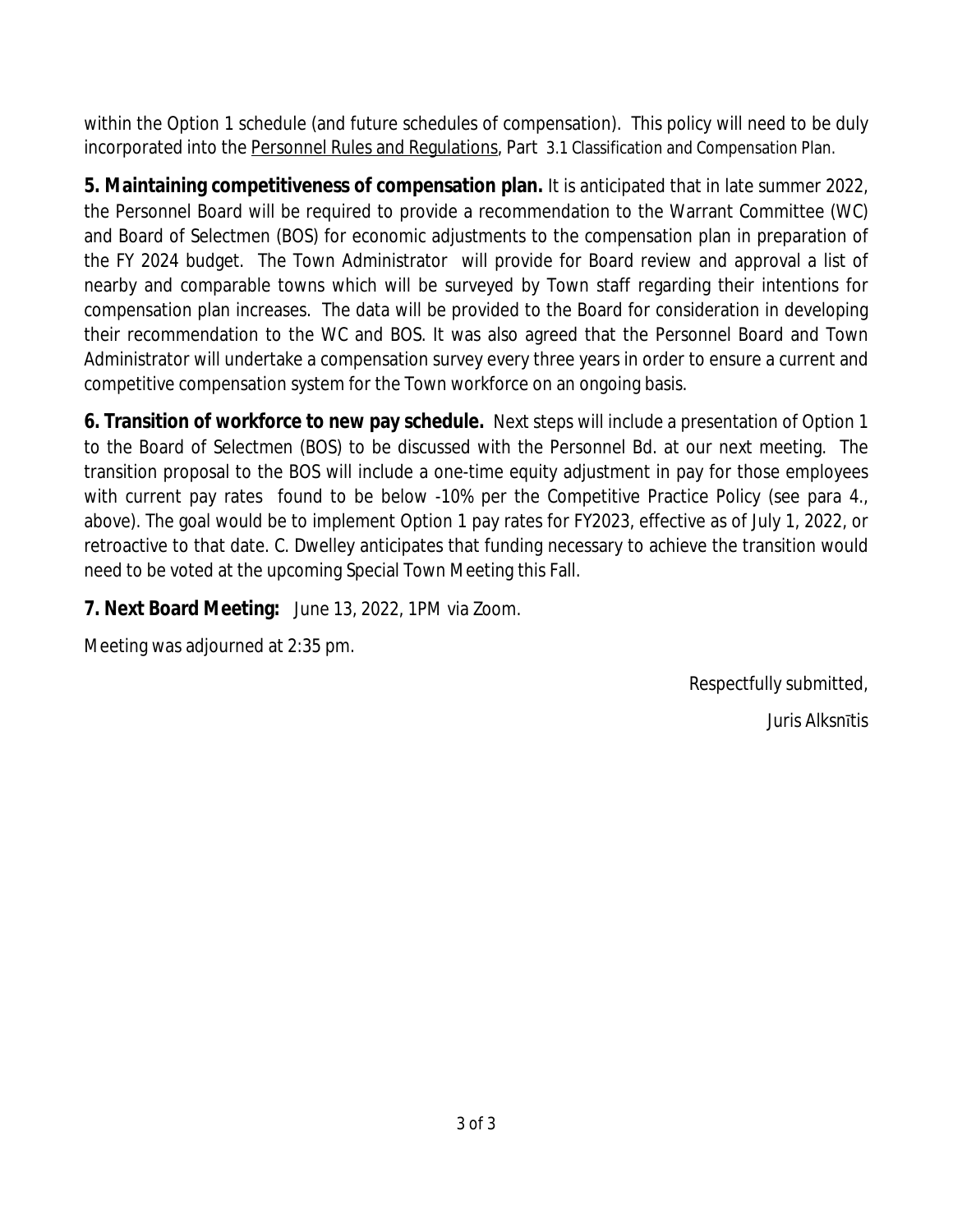within the Option 1 schedule (and future schedules of compensation). This policy will need to be duly incorporated into the Personnel Rules and Regulations, Part 3.1 Classification and Compensation Plan.

**5. Maintaining competitiveness of compensation plan.** It is anticipated that in late summer 2022, the Personnel Board will be required to provide a recommendation to the Warrant Committee (WC) and Board of Selectmen (BOS) for economic adjustments to the compensation plan in preparation of the FY 2024 budget. The Town Administrator will provide for Board review and approval a list of nearby and comparable towns which will be surveyed by Town staff regarding their intentions for compensation plan increases. The data will be provided to the Board for consideration in developing their recommendation to the WC and BOS. It was also agreed that the Personnel Board and Town Administrator will undertake a compensation survey every three years in order to ensure a current and competitive compensation system for the Town workforce on an ongoing basis.

**6. Transition of workforce to new pay schedule.** Next steps will include a presentation of Option 1 to the Board of Selectmen (BOS) to be discussed with the Personnel Bd. at our next meeting. The transition proposal to the BOS will include a one-time equity adjustment in pay for those employees with current pay rates found to be below -10% per the Competitive Practice Policy (see para 4., above). The goal would be to implement Option 1 pay rates for FY2023, effective as of July 1, 2022, or retroactive to that date. C. Dwelley anticipates that funding necessary to achieve the transition would need to be voted at the upcoming Special Town Meeting this Fall.

**7. Next Board Meeting:** June 13, 2022, 1PM via Zoom.

Meeting was adjourned at 2:35 pm.

Respectfully submitted,

Juris Alksnītis